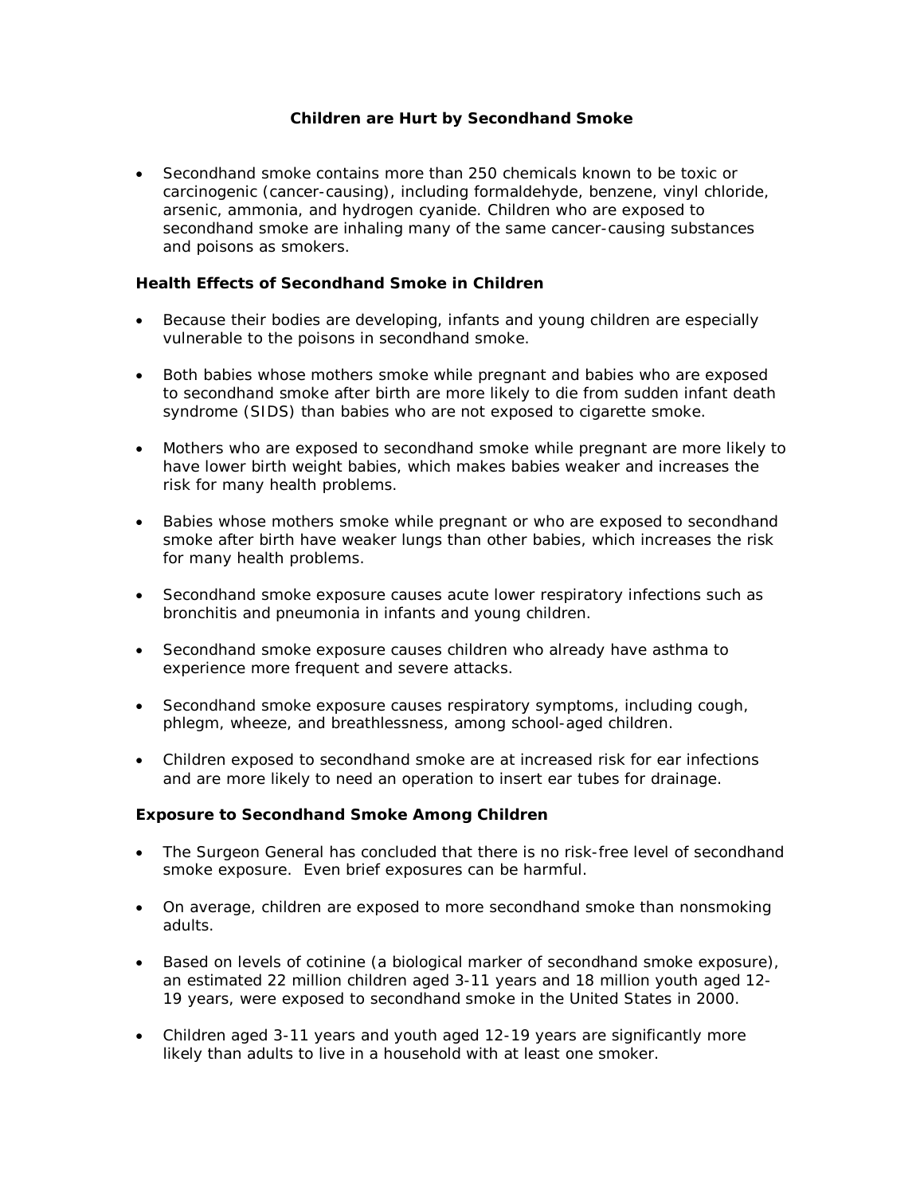# Children are Hurt by Secondhand Smoke

- Secondhand smoke contains more than 250 chemicals known to be toxic or carcinogenic (cancer-causing), including formaldehyde, benzene, vinyl chloride, arsenic, ammonia, and hydrogen cyanide. Children who are exposed to secondhand smoke are inhaling many of the same cancer-causing substances and poisons as smokers.

## Health Effects of Secondhand Smoke in Children

- Because their bodies are developing, infants and young children are especially vulnerable to the poisons in secondhand smoke.

- Both babies whose mothers smoke while pregnant and babies who are exposed to secondhand smoke after birth are more likely to die from sudden infant death syndrome (SIDS) than babies who are not exposed to cigarette smoke.

- Mothers who are exposed to secondhand smoke while pregnant are more likely to have lower birth weight babies, which makes babies weaker and increases the risk for many health problems.

- Babies whose mothers smoke while pregnant or who are exposed to secondhand smoke after birth have weaker lungs than other babies, which increases the risk for many health problems.

- Secondhand smoke exposure causes acute lower respiratory infections such as bronchitis and pneumonia in infants and young children.

- Secondhand smoke exposure causes children who already have asthma to experience more frequent and severe attacks.

- Secondhand smoke exposure causes respiratory symptoms, including cough, phlegm, wheeze, and breathlessness, among school-aged children.

- Children exposed to secondhand smoke are at increased risk for ear infections and are more likely to need an operation to insert ear tubes for drainage.

## Exposure to Secondhand Smoke Among Children

- The Surgeon General has concluded that there is no risk-free level of secondhand smoke exposure. Even brief exposures can be harmful.

- On average, children are exposed to more secondhand smoke than nonsmoking adults.

- Based on levels of cotinine (a biological marker of secondhand smoke exposure), an estimated 22 million children aged 3-11 years and 18 million youth aged 12-19 years, were exposed to secondhand smoke in the United States in 2000.

- Children aged 3-11 years and youth aged 12-19 years are significantly more likely than adults to live in a household with at least one smoker.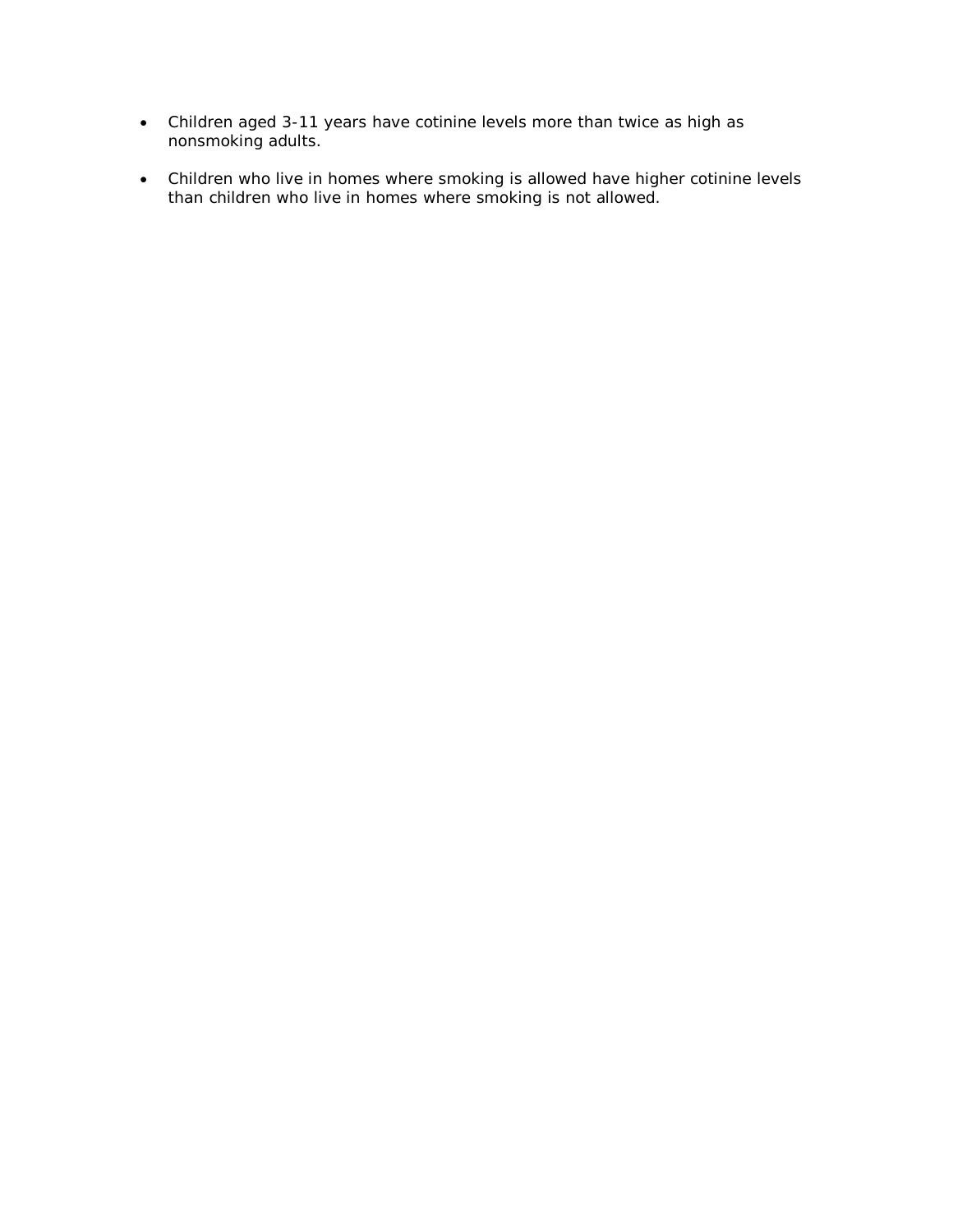- Children aged 3-11 years have cotinine levels more than twice as high as nonsmoking adults.

- Children who live in homes where smoking is allowed have higher cotinine levels than children who live in homes where smoking is not allowed.